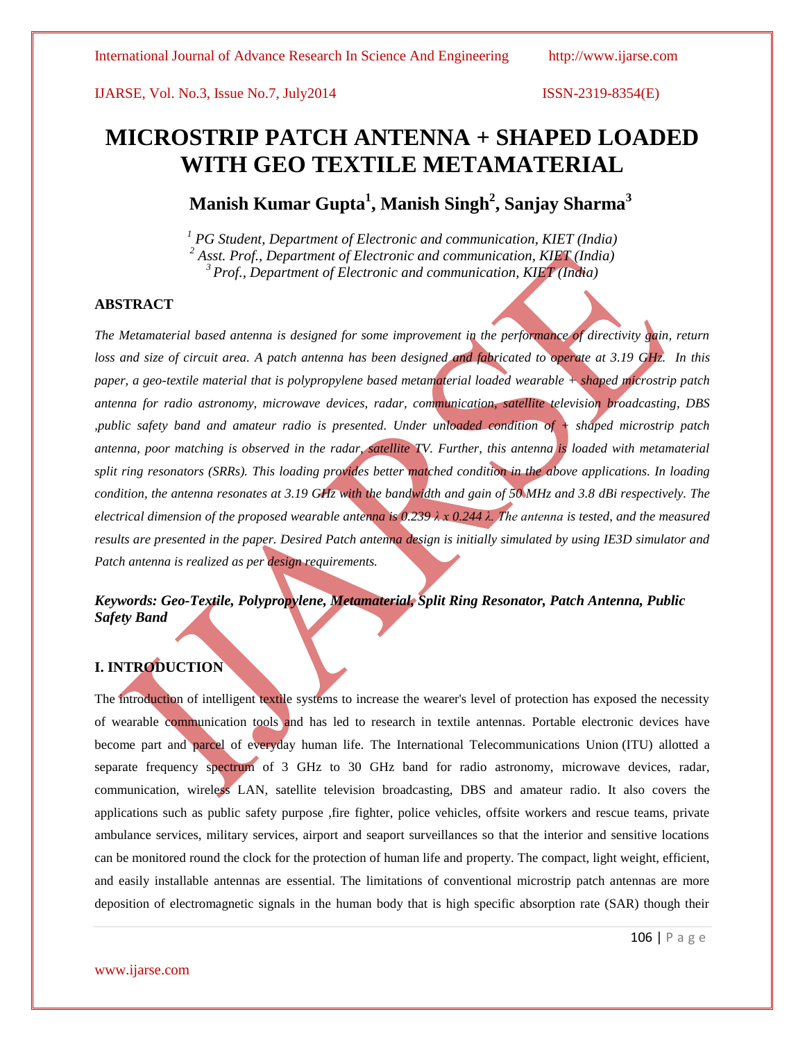# MICROSTRIP PATCH ANTENNA + SHAPED LOADED WITH GEO TEXTILE METAMATERIAL

## Manish Kumar Gupta[1], Manish Singh[2], Sanjay Sharma[3]

*[1] PG Student, Department of Electronic and communication, KIET (India)*
*[2] Asst. Prof., Department of Electronic and communication, KIET (India)*
*[3] Prof., Department of Electronic and communication, KIET (India)*

### ABSTRACT

*The Metamaterial based antenna is designed for some improvement in the performance of directivity gain, return loss and size of circuit area. A patch antenna has been designed and fabricated to operate at 3.19 GHz. In this paper, a geo-textile material that is polypropylene based metamaterial loaded wearable + shaped microstrip patch antenna for radio astronomy, microwave devices, radar, communication, satellite television broadcasting, DBS ,public safety band and amateur radio is presented. Under unloaded condition of + shaped microstrip patch antenna, poor matching is observed in the radar, satellite TV. Further, this antenna is loaded with metamaterial split ring resonators (SRRs). This loading provides better matched condition in the above applications. In loading condition, the antenna resonates at 3.19 GHz with the bandwidth and gain of 50 MHz and 3.8 dBi respectively. The electrical dimension of the proposed wearable antenna is 0.239 λ x 0.244 λ. The antenna is tested, and the measured results are presented in the paper. Desired Patch antenna design is initially simulated by using IE3D simulator and Patch antenna is realized as per design requirements.*

***Keywords: Geo-Textile, Polypropylene, Metamaterial, Split Ring Resonator, Patch Antenna, Public Safety Band***

### I. INTRODUCTION

The introduction of intelligent textile systems to increase the wearer's level of protection has exposed the necessity of wearable communication tools and has led to research in textile antennas. Portable electronic devices have become part and parcel of everyday human life. The International Telecommunications Union (ITU) allotted a separate frequency spectrum of 3 GHz to 30 GHz band for radio astronomy, microwave devices, radar, communication, wireless LAN, satellite television broadcasting, DBS and amateur radio. It also covers the applications such as public safety purpose ,fire fighter, police vehicles, offsite workers and rescue teams, private ambulance services, military services, airport and seaport surveillances so that the interior and sensitive locations can be monitored round the clock for the protection of human life and property. The compact, light weight, efficient, and easily installable antennas are essential. The limitations of conventional microstrip patch antennas are more deposition of electromagnetic signals in the human body that is high specific absorption rate (SAR) though their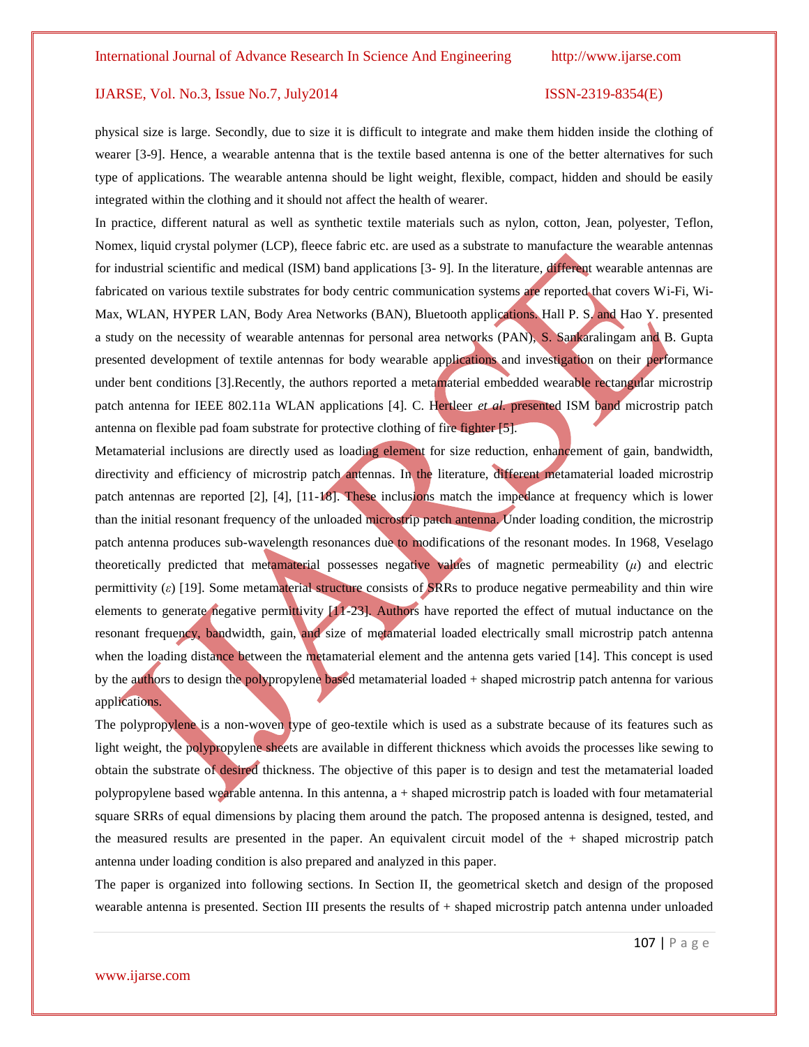physical size is large. Secondly, due to size it is difficult to integrate and make them hidden inside the clothing of wearer [3-9]. Hence, a wearable antenna that is the textile based antenna is one of the better alternatives for such type of applications. The wearable antenna should be light weight, flexible, compact, hidden and should be easily integrated within the clothing and it should not affect the health of wearer.

In practice, different natural as well as synthetic textile materials such as nylon, cotton, Jean, polyester, Teflon, Nomex, liquid crystal polymer (LCP), fleece fabric etc. are used as a substrate to manufacture the wearable antennas for industrial scientific and medical (ISM) band applications [3- 9]. In the literature, different wearable antennas are fabricated on various textile substrates for body centric communication systems are reported that covers Wi-Fi, Wi-Max, WLAN, HYPER LAN, Body Area Networks (BAN), Bluetooth applications. Hall P. S. and Hao Y. presented a study on the necessity of wearable antennas for personal area networks (PAN), S. Sankaralingam and B. Gupta presented development of textile antennas for body wearable applications and investigation on their performance under bent conditions [3].Recently, the authors reported a metamaterial embedded wearable rectangular microstrip patch antenna for IEEE 802.11a WLAN applications [4]. C. Hertleer *et al.* presented ISM band microstrip patch antenna on flexible pad foam substrate for protective clothing of fire fighter [5].

Metamaterial inclusions are directly used as loading element for size reduction, enhancement of gain, bandwidth, directivity and efficiency of microstrip patch antennas. In the literature, different metamaterial loaded microstrip patch antennas are reported [2], [4], [11-18]. These inclusions match the impedance at frequency which is lower than the initial resonant frequency of the unloaded microstrip patch antenna. Under loading condition, the microstrip patch antenna produces sub-wavelength resonances due to modifications of the resonant modes. In 1968, Veselago theoretically predicted that metamaterial possesses negative values of magnetic permeability ($\mu$) and electric permittivity ($\varepsilon$) [19]. Some metamaterial structure consists of SRRs to produce negative permeability and thin wire elements to generate negative permittivity [11-23]. Authors have reported the effect of mutual inductance on the resonant frequency, bandwidth, gain, and size of metamaterial loaded electrically small microstrip patch antenna when the loading distance between the metamaterial element and the antenna gets varied [14]. This concept is used by the authors to design the polypropylene based metamaterial loaded + shaped microstrip patch antenna for various applications.

The polypropylene is a non-woven type of geo-textile which is used as a substrate because of its features such as light weight, the polypropylene sheets are available in different thickness which avoids the processes like sewing to obtain the substrate of desired thickness. The objective of this paper is to design and test the metamaterial loaded polypropylene based wearable antenna. In this antenna, a + shaped microstrip patch is loaded with four metamaterial square SRRs of equal dimensions by placing them around the patch. The proposed antenna is designed, tested, and the measured results are presented in the paper. An equivalent circuit model of the + shaped microstrip patch antenna under loading condition is also prepared and analyzed in this paper.

The paper is organized into following sections. In Section II, the geometrical sketch and design of the proposed wearable antenna is presented. Section III presents the results of + shaped microstrip patch antenna under unloaded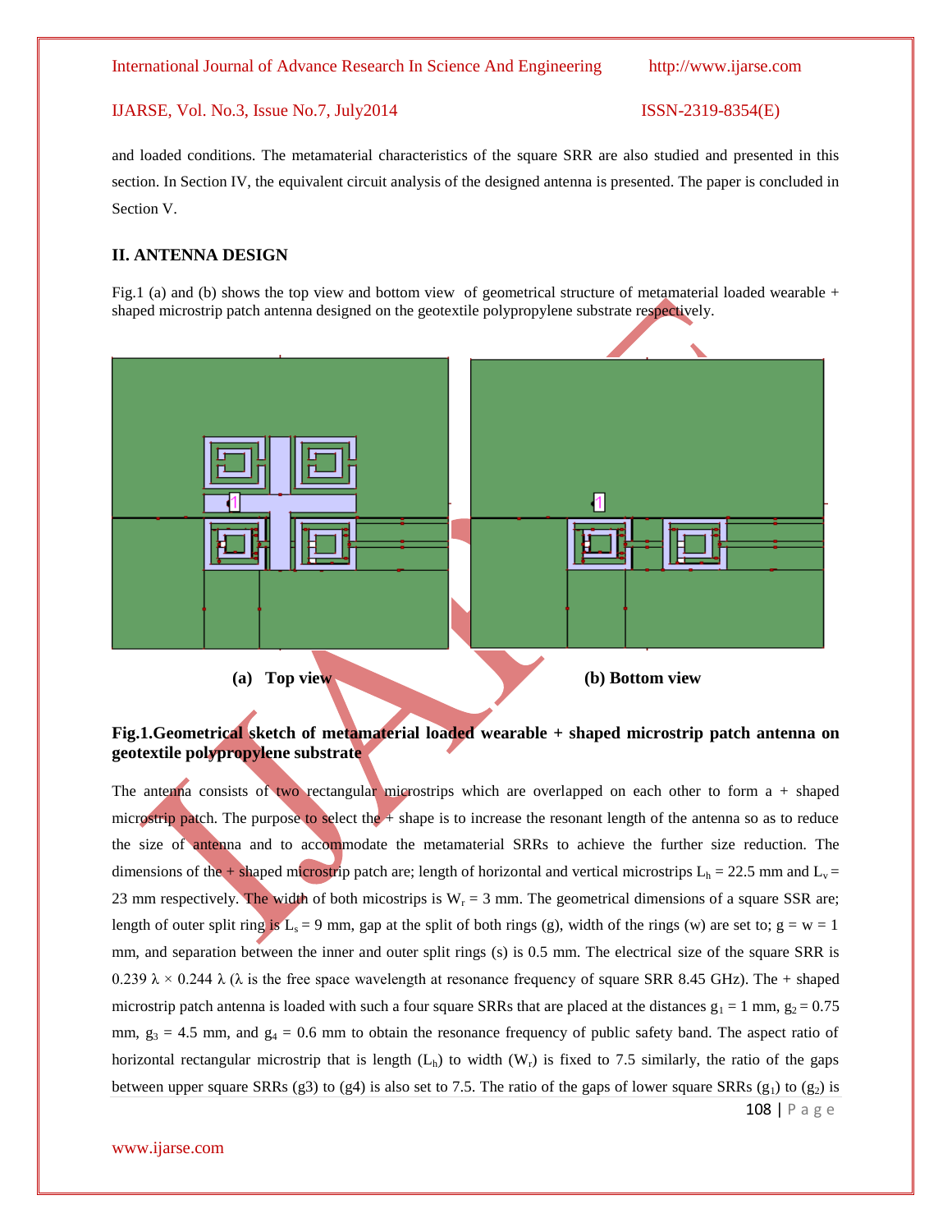and loaded conditions. The metamaterial characteristics of the square SRR are also studied and presented in this section. In Section IV, the equivalent circuit analysis of the designed antenna is presented. The paper is concluded in Section V.

## II. ANTENNA DESIGN

Fig.1 (a) and (b) shows the top view and bottom view of geometrical structure of metamaterial loaded wearable + shaped microstrip patch antenna designed on the geotextile polypropylene substrate respectively.

**(a) Top view** **(b) Bottom view**

**Fig.1.Geometrical sketch of metamaterial loaded wearable + shaped microstrip patch antenna on geotextile polypropylene substrate**

The antenna consists of two rectangular microstrips which are overlapped on each other to form a + shaped microstrip patch. The purpose to select the + shape is to increase the resonant length of the antenna so as to reduce the size of antenna and to accommodate the metamaterial SRRs to achieve the further size reduction. The dimensions of the + shaped microstrip patch are; length of horizontal and vertical microstrips $L_h$ = 22.5 mm and $L_v$ = 23 mm respectively. The width of both micostrips is $W_r$ = 3 mm. The geometrical dimensions of a square SSR are; length of outer split ring is $L_s$ = 9 mm, gap at the split of both rings (g), width of the rings (w) are set to; g = w = 1 mm, and separation between the inner and outer split rings (s) is 0.5 mm. The electrical size of the square SRR is 0.239 $\lambda$ × 0.244 $\lambda$ ($\lambda$ is the free space wavelength at resonance frequency of square SRR 8.45 GHz). The + shaped microstrip patch antenna is loaded with such a four square SRRs that are placed at the distances $g_1$ = 1 mm, $g_2$ = 0.75 mm, $g_3$ = 4.5 mm, and $g_4$ = 0.6 mm to obtain the resonance frequency of public safety band. The aspect ratio of horizontal rectangular microstrip that is length ($L_h$) to width ($W_r$) is fixed to 7.5 similarly, the ratio of the gaps between upper square SRRs (g3) to (g4) is also set to 7.5. The ratio of the gaps of lower square SRRs ($g_1$) to ($g_2$) is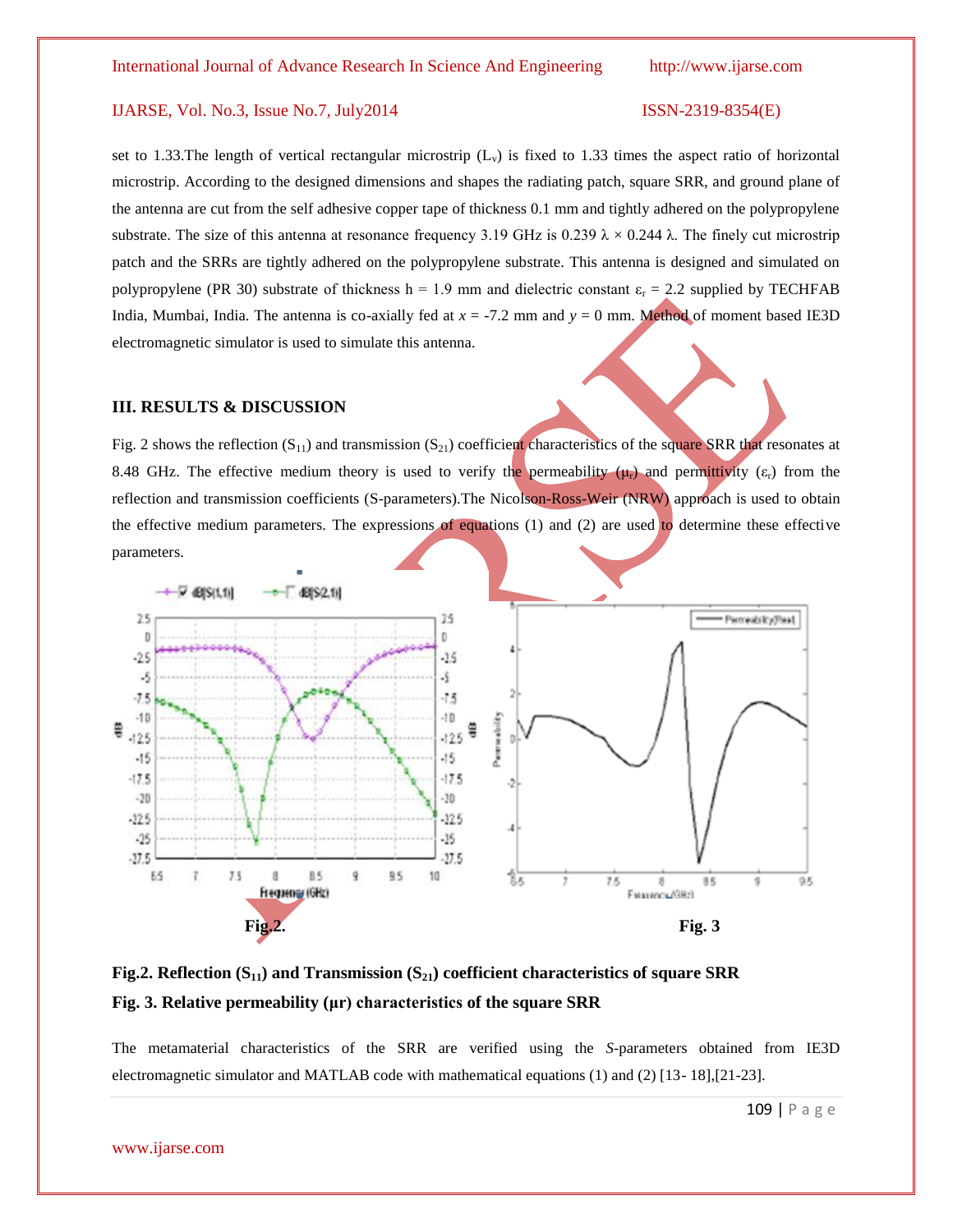set to 1.33.The length of vertical rectangular microstrip ($L_v$) is fixed to 1.33 times the aspect ratio of horizontal microstrip. According to the designed dimensions and shapes the radiating patch, square SRR, and ground plane of the antenna are cut from the self adhesive copper tape of thickness 0.1 mm and tightly adhered on the polypropylene substrate. The size of this antenna at resonance frequency 3.19 GHz is 0.239 λ × 0.244 λ. The finely cut microstrip patch and the SRRs are tightly adhered on the polypropylene substrate. This antenna is designed and simulated on polypropylene (PR 30) substrate of thickness h = 1.9 mm and dielectric constant $\varepsilon_r$ = 2.2 supplied by TECHFAB India, Mumbai, India. The antenna is co-axially fed at $x$ = -7.2 mm and $y$ = 0 mm. Method of moment based IE3D electromagnetic simulator is used to simulate this antenna.

## III. RESULTS & DISCUSSION

Fig. 2 shows the reflection ($S_{11}$) and transmission ($S_{21}$) coefficient characteristics of the square SRR that resonates at 8.48 GHz. The effective medium theory is used to verify the permeability ($\mu_r$) and permittivity ($\varepsilon_r$) from the reflection and transmission coefficients (S-parameters).The Nicolson-Ross-Weir (NRW) approach is used to obtain the effective medium parameters. The expressions of equations (1) and (2) are used to determine these effective parameters.

**Fig.2.** **Fig. 3**

**Fig.2. Reflection ($S_{11}$) and Transmission ($S_{21}$) coefficient characteristics of square SRR**

**Fig. 3. Relative permeability (μr) characteristics of the square SRR**

The metamaterial characteristics of the SRR are verified using the *S*-parameters obtained from IE3D electromagnetic simulator and MATLAB code with mathematical equations (1) and (2) [13- 18],[21-23].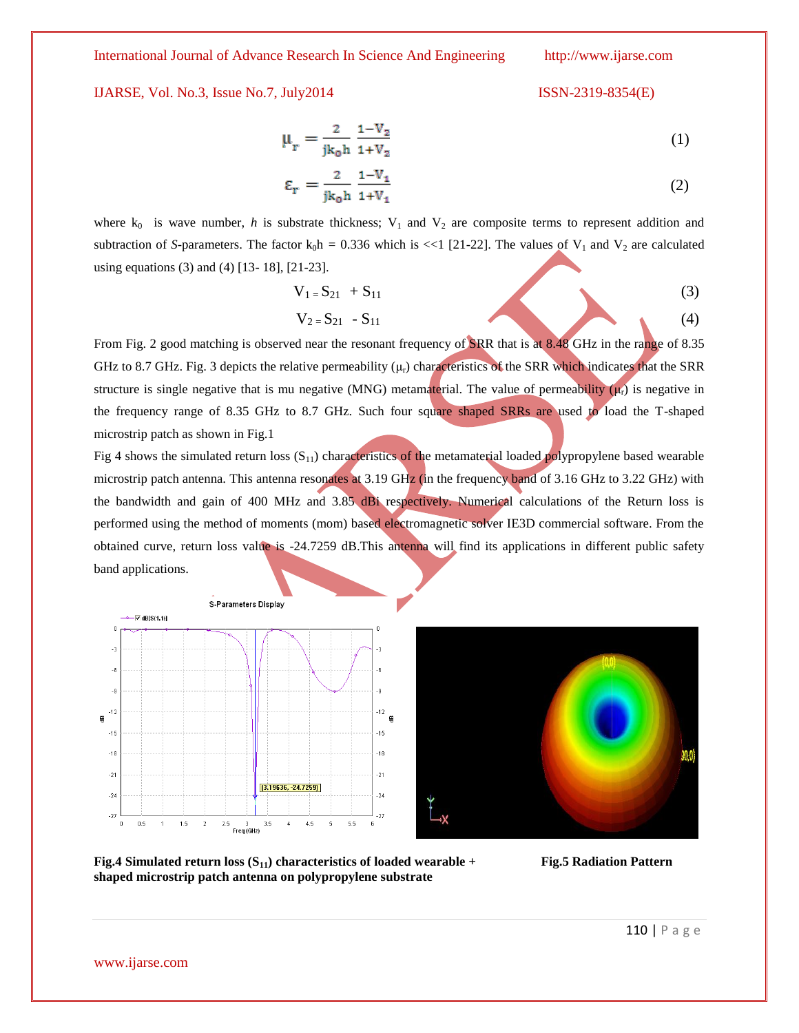$$\mu_r = \frac{2}{jk_0h} \frac{1-V_2}{1+V_2} \tag{1}$$

$$\varepsilon_r = \frac{2}{jk_0h} \frac{1-V_1}{1+V_1} \tag{2}$$

where $k_0$ is wave number, *h* is substrate thickness; $V_1$ and $V_2$ are composite terms to represent addition and subtraction of *S*-parameters. The factor $k_0h = 0.336$ which is <<1 [21-22]. The values of $V_1$ and $V_2$ are calculated using equations (3) and (4) [13- 18], [21-23].

$$V_1 = S_{21} + S_{11} \tag{3}$$

$$V_2 = S_{21} - S_{11} \tag{4}$$

From Fig. 2 good matching is observed near the resonant frequency of SRR that is at 8.48 GHz in the range of 8.35 GHz to 8.7 GHz. Fig. 3 depicts the relative permeability ($\mu_r$) characteristics of the SRR which indicates that the SRR structure is single negative that is mu negative (MNG) metamaterial. The value of permeability ($\mu_r$) is negative in the frequency range of 8.35 GHz to 8.7 GHz. Such four square shaped SRRs are used to load the T-shaped microstrip patch as shown in Fig.1

Fig 4 shows the simulated return loss ($S_{11}$) characteristics of the metamaterial loaded polypropylene based wearable microstrip patch antenna. This antenna resonates at 3.19 GHz (in the frequency band of 3.16 GHz to 3.22 GHz) with the bandwidth and gain of 400 MHz and 3.85 dBi respectively. Numerical calculations of the Return loss is performed using the method of moments (mom) based electromagnetic solver IE3D commercial software. From the obtained curve, return loss value is -24.7259 dB.This antenna will find its applications in different public safety band applications.

**Fig.4 Simulated return loss ($S_{11}$) characteristics of loaded wearable + shaped microstrip patch antenna on polypropylene substrate**

**Fig.5 Radiation Pattern**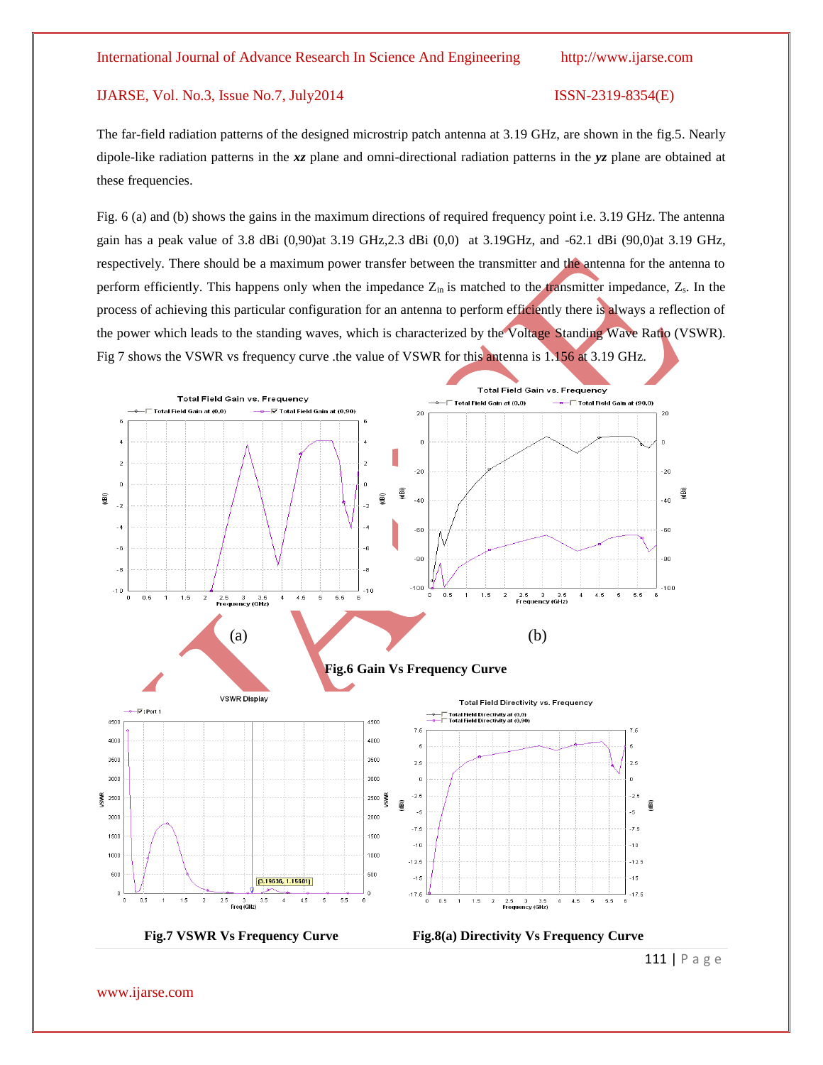The far-field radiation patterns of the designed microstrip patch antenna at 3.19 GHz, are shown in the fig.5. Nearly dipole-like radiation patterns in the ***xz*** plane and omni-directional radiation patterns in the ***yz*** plane are obtained at these frequencies.

Fig. 6 (a) and (b) shows the gains in the maximum directions of required frequency point i.e. 3.19 GHz. The antenna gain has a peak value of 3.8 dBi (0,90)at 3.19 GHz,2.3 dBi (0,0) at 3.19GHz, and -62.1 dBi (90,0)at 3.19 GHz, respectively. There should be a maximum power transfer between the transmitter and the antenna for the antenna to perform efficiently. This happens only when the impedance $Z_{in}$ is matched to the transmitter impedance, $Z_s$. In the process of achieving this particular configuration for an antenna to perform efficiently there is always a reflection of the power which leads to the standing waves, which is characterized by the Voltage Standing Wave Ratio (VSWR). Fig 7 shows the VSWR vs frequency curve .the value of VSWR for this antenna is 1.156 at 3.19 GHz.

(a) (b)

**Fig.6 Gain Vs Frequency Curve**

**Fig.7 VSWR Vs Frequency Curve**

**Fig.8(a) Directivity Vs Frequency Curve**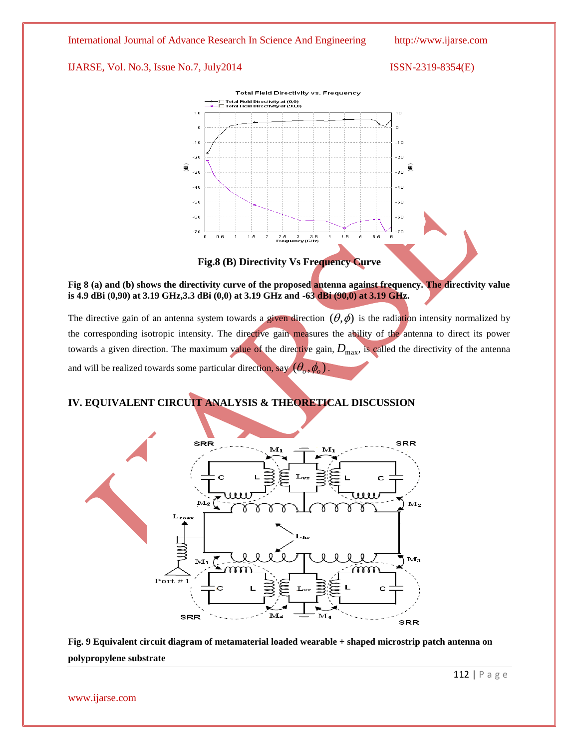**Fig.8 (B) Directivity Vs Frequency Curve**

**Fig 8 (a) and (b) shows the directivity curve of the proposed antenna against frequency. The directivity value is 4.9 dBi (0,90) at 3.19 GHz,3.3 dBi (0,0) at 3.19 GHz and -63 dBi (90,0) at 3.19 GHz.**

The directive gain of an antenna system towards a given direction $(\theta,\phi)$ is the radiation intensity normalized by the corresponding isotropic intensity. The directive gain measures the ability of the antenna to direct its power towards a given direction. The maximum value of the directive gain, $D_{\max}$, is called the directivity of the antenna and will be realized towards some particular direction, say $(\theta_o,\phi_o)$.

## IV. EQUIVALENT CIRCUIT ANALYSIS & THEORETICAL DISCUSSION

**Fig. 9 Equivalent circuit diagram of metamaterial loaded wearable + shaped microstrip patch antenna on polypropylene substrate**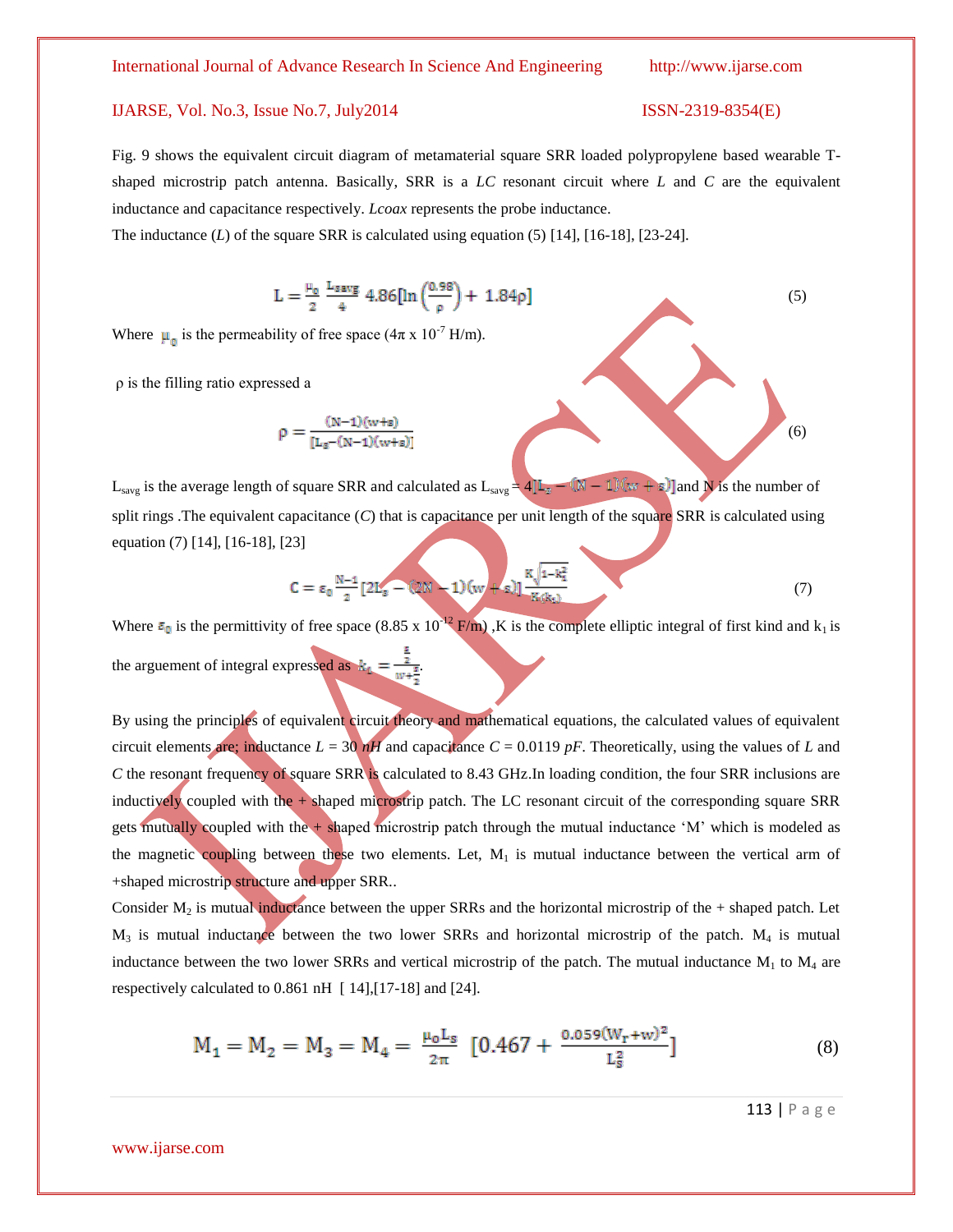Fig. 9 shows the equivalent circuit diagram of metamaterial square SRR loaded polypropylene based wearable T-shaped microstrip patch antenna. Basically, SRR is a *LC* resonant circuit where *L* and *C* are the equivalent inductance and capacitance respectively. *Lcoax* represents the probe inductance.

The inductance (*L*) of the square SRR is calculated using equation (5) [14], [16-18], [23-24].

$$L = \frac{\mu_0}{2}\frac{L_{savg}}{4}\,4.86\left[\ln\left(\frac{0.98}{\rho}\right) + 1.84\rho\right] \tag{5}$$

Where $\mu_0$ is the permeability of free space ($4\pi \times 10^{-7}$ H/m).

ρ is the filling ratio expressed a

$$\rho = \frac{(N-1)(w+s)}{[L_s-(N-1)(w+s)]} \tag{6}$$

$L_{savg}$ is the average length of square SRR and calculated as $L_{savg} = 4[L_s - (N-1)(w+s)]$ and N is the number of split rings .The equivalent capacitance (*C*) that is capacitance per unit length of the square SRR is calculated using equation (7) [14], [16-18], [23]

$$C = \varepsilon_0 \frac{N-1}{2}[2L_s - (2N-1)(w+s)]\frac{K\sqrt{1-k_1^2}}{K(k_1)} \tag{7}$$

Where $\varepsilon_0$ is the permittivity of free space ($8.85 \times 10^{-12}$ F/m) ,K is the complete elliptic integral of first kind and $k_1$ is the arguement of integral expressed as $k_1 = \frac{\frac{s}{2}}{w+\frac{s}{2}}$.

By using the principles of equivalent circuit theory and mathematical equations, the calculated values of equivalent circuit elements are; inductance *L* = 30 *nH* and capacitance *C* = 0.0119 *pF*. Theoretically, using the values of *L* and *C* the resonant frequency of square SRR is calculated to 8.43 GHz.In loading condition, the four SRR inclusions are inductively coupled with the + shaped microstrip patch. The LC resonant circuit of the corresponding square SRR gets mutually coupled with the + shaped microstrip patch through the mutual inductance 'M' which is modeled as the magnetic coupling between these two elements. Let, $M_1$ is mutual inductance between the vertical arm of +shaped microstrip structure and upper SRR..

Consider $M_2$ is mutual inductance between the upper SRRs and the horizontal microstrip of the + shaped patch. Let $M_3$ is mutual inductance between the two lower SRRs and horizontal microstrip of the patch. $M_4$ is mutual inductance between the two lower SRRs and vertical microstrip of the patch. The mutual inductance $M_1$ to $M_4$ are respectively calculated to 0.861 nH [ 14],[17-18] and [24].

$$M_1 = M_2 = M_3 = M_4 = \frac{\mu_0 L_s}{2\pi}\left[0.467 + \frac{0.059(W_r+w)^2}{L_s^2}\right] \tag{8}$$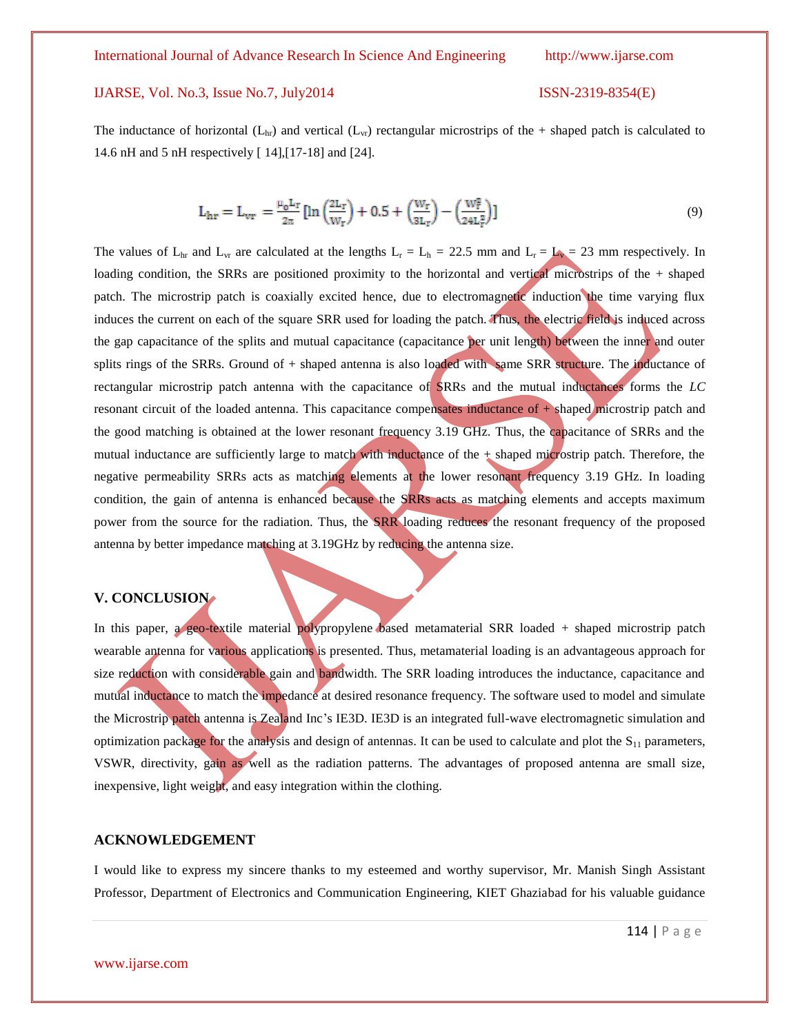The inductance of horizontal ($L_{hr}$) and vertical ($L_{vr}$) rectangular microstrips of the + shaped patch is calculated to 14.6 nH and 5 nH respectively [ 14],[17-18] and [24].

$$L_{hr} = L_{vr} = \frac{\mu_0 L_r}{2\pi}\left[\ln\left(\frac{2L_r}{W_r}\right) + 0.5 + \left(\frac{W_r}{3L_r}\right) - \left(\frac{W_r^2}{24L_r^2}\right)\right] \tag{9}$$

The values of $L_{hr}$ and $L_{vr}$ are calculated at the lengths $L_r = L_h = 22.5$ mm and $L_r = L_v = 23$ mm respectively. In loading condition, the SRRs are positioned proximity to the horizontal and vertical microstrips of the + shaped patch. The microstrip patch is coaxially excited hence, due to electromagnetic induction the time varying flux induces the current on each of the square SRR used for loading the patch. Thus, the electric field is induced across the gap capacitance of the splits and mutual capacitance (capacitance per unit length) between the inner and outer splits rings of the SRRs. Ground of + shaped antenna is also loaded with same SRR structure. The inductance of rectangular microstrip patch antenna with the capacitance of SRRs and the mutual inductances forms the *LC* resonant circuit of the loaded antenna. This capacitance compensates inductance of + shaped microstrip patch and the good matching is obtained at the lower resonant frequency 3.19 GHz. Thus, the capacitance of SRRs and the mutual inductance are sufficiently large to match with inductance of the + shaped microstrip patch. Therefore, the negative permeability SRRs acts as matching elements at the lower resonant frequency 3.19 GHz. In loading condition, the gain of antenna is enhanced because the SRRs acts as matching elements and accepts maximum power from the source for the radiation. Thus, the SRR loading reduces the resonant frequency of the proposed antenna by better impedance matching at 3.19GHz by reducing the antenna size.

## V. CONCLUSION

In this paper, a geo-textile material polypropylene based metamaterial SRR loaded + shaped microstrip patch wearable antenna for various applications is presented. Thus, metamaterial loading is an advantageous approach for size reduction with considerable gain and bandwidth. The SRR loading introduces the inductance, capacitance and mutual inductance to match the impedance at desired resonance frequency. The software used to model and simulate the Microstrip patch antenna is Zealand Inc's IE3D. IE3D is an integrated full-wave electromagnetic simulation and optimization package for the analysis and design of antennas. It can be used to calculate and plot the $S_{11}$ parameters, VSWR, directivity, gain as well as the radiation patterns. The advantages of proposed antenna are small size, inexpensive, light weight, and easy integration within the clothing.

## ACKNOWLEDGEMENT

I would like to express my sincere thanks to my esteemed and worthy supervisor, Mr. Manish Singh Assistant Professor, Department of Electronics and Communication Engineering, KIET Ghaziabad for his valuable guidance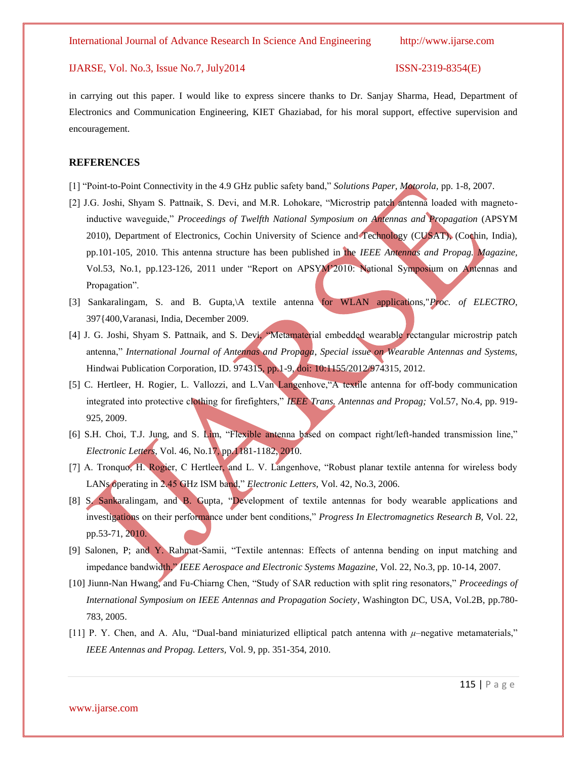in carrying out this paper. I would like to express sincere thanks to Dr. Sanjay Sharma, Head, Department of Electronics and Communication Engineering, KIET Ghaziabad, for his moral support, effective supervision and encouragement.

## REFERENCES

[1] "Point-to-Point Connectivity in the 4.9 GHz public safety band," *Solutions Paper, Motorola,* pp. 1-8, 2007.

[2] J.G. Joshi, Shyam S. Pattnaik, S. Devi, and M.R. Lohokare, "Microstrip patch antenna loaded with magneto-inductive waveguide," *Proceedings of Twelfth National Symposium on Antennas and Propagation* (APSYM 2010), Department of Electronics, Cochin University of Science and Technology (CUSAT), (Cochin, India), pp.101-105, 2010. This antenna structure has been published in the *IEEE Antennas and Propag. Magazine*, Vol.53, No.1, pp.123-126, 2011 under "Report on APSYM'2010: National Symposium on Antennas and Propagation".

[3] Sankaralingam, S. and B. Gupta,\A textile antenna for WLAN applications,"*Proc. of ELECTRO*, 397{400,Varanasi, India, December 2009.

[4] J. G. Joshi, Shyam S. Pattnaik, and S. Devi, "Metamaterial embedded wearable rectangular microstrip patch antenna," *International Journal of Antennas and Propaga, Special issue on Wearable Antennas and Systems,* Hindwai Publication Corporation, ID. 974315, pp.1-9, doi: 10:1155/2012/974315, 2012.

[5] C. Hertleer, H. Rogier, L. Vallozzi, and L.Van Langenhove,"A textile antenna for off-body communication integrated into protective clothing for firefighters," *IEEE Trans. Antennas and Propag;* Vol.57, No.4, pp. 919-925, 2009.

[6] S.H. Choi, T.J. Jung, and S. Lim, "Flexible antenna based on compact right/left-handed transmission line," *Electronic Letters*, Vol. 46, No.17, pp.1181-1182, 2010.

[7] A. Tronquo, H. Rogier, C Hertleer, and L. V. Langenhove, "Robust planar textile antenna for wireless body LANs operating in 2.45 GHz ISM band," *Electronic Letters,* Vol. 42, No.3, 2006.

[8] S. Sankaralingam, and B. Gupta, "Development of textile antennas for body wearable applications and investigations on their performance under bent conditions," *Progress In Electromagnetics Research B,* Vol. 22, pp.53-71, 2010.

[9] Salonen, P; and Y. Rahmat-Samii, "Textile antennas: Effects of antenna bending on input matching and impedance bandwidth," *IEEE Aerospace and Electronic Systems Magazine*, Vol. 22, No.3, pp. 10-14, 2007.

[10] Jiunn-Nan Hwang, and Fu-Chiarng Chen, "Study of SAR reduction with split ring resonators," *Proceedings of International Symposium on IEEE Antennas and Propagation Society*, Washington DC, USA, Vol.2B, pp.780-783, 2005.

[11] P. Y. Chen, and A. Alu, "Dual-band miniaturized elliptical patch antenna with $\mu$–negative metamaterials," *IEEE Antennas and Propag. Letters,* Vol. 9, pp. 351-354, 2010.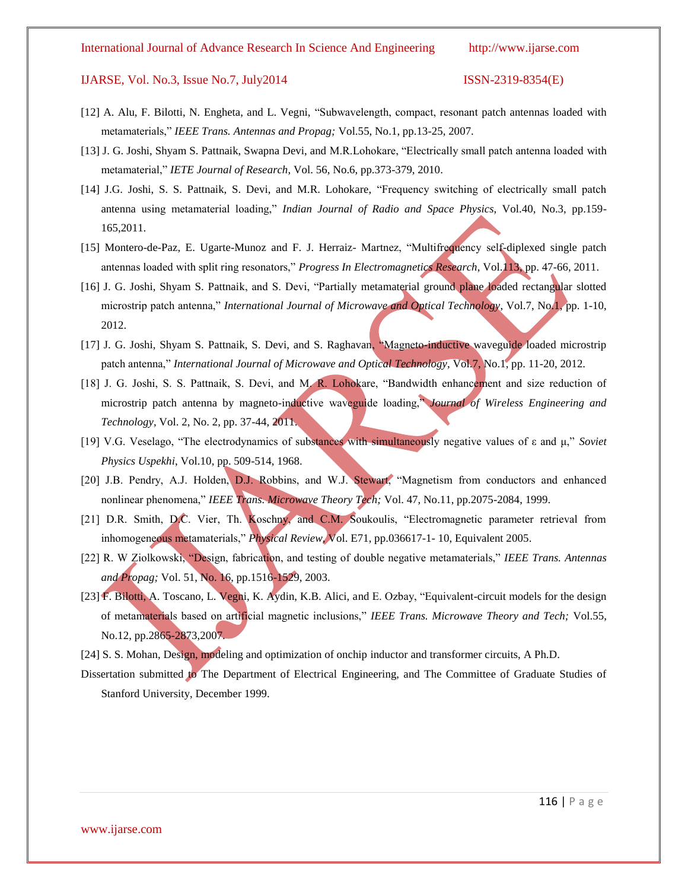[12] A. Alu, F. Bilotti, N. Engheta, and L. Vegni, "Subwavelength, compact, resonant patch antennas loaded with metamaterials," *IEEE Trans. Antennas and Propag;* Vol.55, No.1, pp.13-25, 2007.

[13] J. G. Joshi, Shyam S. Pattnaik, Swapna Devi, and M.R.Lohokare, "Electrically small patch antenna loaded with metamaterial," *IETE Journal of Research*, Vol. 56, No.6, pp.373-379, 2010.

[14] J.G. Joshi, S. S. Pattnaik, S. Devi, and M.R. Lohokare, "Frequency switching of electrically small patch antenna using metamaterial loading," *Indian Journal of Radio and Space Physics*, Vol.40, No.3, pp.159-165,2011.

[15] Montero-de-Paz, E. Ugarte-Munoz and F. J. Herraiz- Martnez, "Multifrequency self-diplexed single patch antennas loaded with split ring resonators," *Progress In Electromagnetics Research*, Vol.113, pp. 47-66, 2011.

[16] J. G. Joshi, Shyam S. Pattnaik, and S. Devi, "Partially metamaterial ground plane loaded rectangular slotted microstrip patch antenna," *International Journal of Microwave and Optical Technology*, Vol.7, No.1, pp. 1-10, 2012.

[17] J. G. Joshi, Shyam S. Pattnaik, S. Devi, and S. Raghavan, "Magneto-inductive waveguide loaded microstrip patch antenna," *International Journal of Microwave and Optical Technology*, Vol.7, No.1, pp. 11-20, 2012.

[18] J. G. Joshi, S. S. Pattnaik, S. Devi, and M. R. Lohokare, "Bandwidth enhancement and size reduction of microstrip patch antenna by magneto-inductive waveguide loading," *Journal of Wireless Engineering and Technology*, Vol. 2, No. 2, pp. 37-44, 2011.

[19] V.G. Veselago, "The electrodynamics of substances with simultaneously negative values of ε and μ," *Soviet Physics Uspekhi*, Vol.10, pp. 509-514, 1968.

[20] J.B. Pendry, A.J. Holden, D.J. Robbins, and W.J. Stewart, "Magnetism from conductors and enhanced nonlinear phenomena," *IEEE Trans. Microwave Theory Tech;* Vol. 47, No.11, pp.2075-2084, 1999.

[21] D.R. Smith, D.C. Vier, Th. Koschny, and C.M. Soukoulis, "Electromagnetic parameter retrieval from inhomogeneous metamaterials," *Physical Review*, Vol. E71, pp.036617-1- 10, Equivalent 2005.

[22] R. W Ziolkowski, "Design, fabrication, and testing of double negative metamaterials," *IEEE Trans. Antennas and Propag;* Vol. 51, No. 16, pp.1516-1529, 2003.

[23] F. Bilotti, A. Toscano, L. Vegni, K. Aydin, K.B. Alici, and E. Ozbay, "Equivalent-circuit models for the design of metamaterials based on artificial magnetic inclusions," *IEEE Trans. Microwave Theory and Tech;* Vol.55, No.12, pp.2865-2873,2007.

[24] S. S. Mohan, Design, modeling and optimization of onchip inductor and transformer circuits, A Ph.D. Dissertation submitted to The Department of Electrical Engineering, and The Committee of Graduate Studies of Stanford University, December 1999.